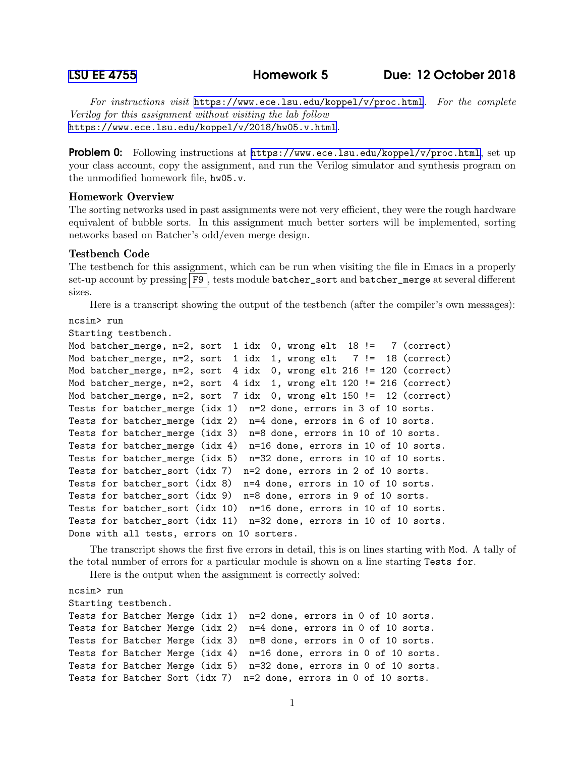# LSU EE 4755 Homework 5 Due: 12 October 2018

*For instructions visit* https://www.ece.lsu.edu/koppel/v/proc.html*. For the complete Verilog for this assignment without visiting the lab follow* https://www.ece.lsu.edu/koppel/v/2018/hw05.v.html*.*

**Problem 0:** Following instructions at https://www.ece.lsu.edu/koppel/v/proc.html, set up your class account, copy the assignment, and run the Verilog simulator and synthesis program on the unmodified homework file, `hw05.v`.

### Homework Overview

The sorting networks used in past assignments were not very efficient, they were the rough hardware equivalent of bubble sorts. In this assignment much better sorters will be implemented, sorting networks based on Batcher's odd/even merge design.

### Testbench Code

The testbench for this assignment, which can be run when visiting the file in Emacs in a properly set-up account by pressing `F9`, tests module `batcher_sort` and `batcher_merge` at several different sizes.

Here is a transcript showing the output of the testbench (after the compiler's own messages):

```
ncsim> run
Starting testbench.
Mod batcher_merge, n=2, sort  1 idx  0, wrong elt  18 !=   7 (correct)
Mod batcher_merge, n=2, sort  1 idx  1, wrong elt   7 !=  18 (correct)
Mod batcher_merge, n=2, sort  4 idx  0, wrong elt 216 != 120 (correct)
Mod batcher_merge, n=2, sort  4 idx  1, wrong elt 120 != 216 (correct)
Mod batcher_merge, n=2, sort  7 idx  0, wrong elt 150 !=  12 (correct)
Tests for batcher_merge (idx 1)  n=2 done, errors in 3 of 10 sorts.
Tests for batcher_merge (idx 2)  n=4 done, errors in 6 of 10 sorts.
Tests for batcher_merge (idx 3)  n=8 done, errors in 10 of 10 sorts.
Tests for batcher_merge (idx 4)  n=16 done, errors in 10 of 10 sorts.
Tests for batcher_merge (idx 5)  n=32 done, errors in 10 of 10 sorts.
Tests for batcher_sort (idx 7)  n=2 done, errors in 2 of 10 sorts.
Tests for batcher_sort (idx 8)  n=4 done, errors in 10 of 10 sorts.
Tests for batcher_sort (idx 9)  n=8 done, errors in 9 of 10 sorts.
Tests for batcher_sort (idx 10)  n=16 done, errors in 10 of 10 sorts.
Tests for batcher_sort (idx 11)  n=32 done, errors in 10 of 10 sorts.
Done with all tests, errors on 10 sorters.
```

The transcript shows the first five errors in detail, this is on lines starting with `Mod`. A tally of the total number of errors for a particular module is shown on a line starting `Tests for`.

Here is the output when the assignment is correctly solved:

```
ncsim> run
Starting testbench.
Tests for Batcher Merge (idx 1)  n=2 done, errors in 0 of 10 sorts.
Tests for Batcher Merge (idx 2)  n=4 done, errors in 0 of 10 sorts.
Tests for Batcher Merge (idx 3)  n=8 done, errors in 0 of 10 sorts.
Tests for Batcher Merge (idx 4)  n=16 done, errors in 0 of 10 sorts.
Tests for Batcher Merge (idx 5)  n=32 done, errors in 0 of 10 sorts.
Tests for Batcher Sort (idx 7)  n=2 done, errors in 0 of 10 sorts.
```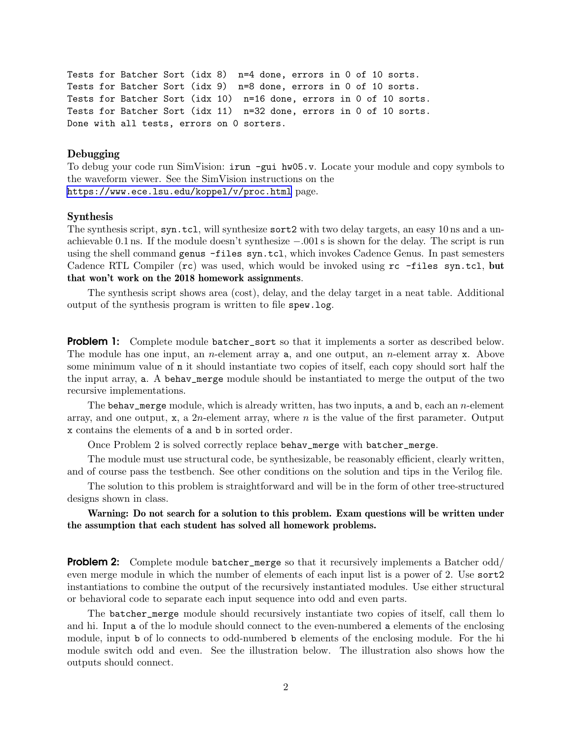```
Tests for Batcher Sort (idx 8)  n=4 done, errors in 0 of 10 sorts.
Tests for Batcher Sort (idx 9)  n=8 done, errors in 0 of 10 sorts.
Tests for Batcher Sort (idx 10)  n=16 done, errors in 0 of 10 sorts.
Tests for Batcher Sort (idx 11)  n=32 done, errors in 0 of 10 sorts.
Done with all tests, errors on 0 sorters.
```

### Debugging

To debug your code run SimVision: `irun -gui hw05.v`. Locate your module and copy symbols to the waveform viewer. See the SimVision instructions on the https://www.ece.lsu.edu/koppel/v/proc.html page.

### Synthesis

The synthesis script, `syn.tcl`, will synthesize `sort2` with two delay targets, an easy 10 ns and a unachievable 0.1 ns. If the module doesn't synthesize $-.001$ s is shown for the delay. The script is run using the shell command `genus -files syn.tcl`, which invokes Cadence Genus. In past semesters Cadence RTL Compiler (`rc`) was used, which would be invoked using `rc -files syn.tcl`, **but that won't work on the 2018 homework assignments**.

The synthesis script shows area (cost), delay, and the delay target in a neat table. Additional output of the synthesis program is written to file `spew.log`.

**Problem 1:** Complete module `batcher_sort` so that it implements a sorter as described below. The module has one input, an $n$-element array `a`, and one output, an $n$-element array `x`. Above some minimum value of `n` it should instantiate two copies of itself, each copy should sort half the the input array, `a`. A `behav_merge` module should be instantiated to merge the output of the two recursive implementations.

The `behav_merge` module, which is already written, has two inputs, `a` and `b`, each an $n$-element array, and one output, `x`, a $2n$-element array, where $n$ is the value of the first parameter. Output `x` contains the elements of `a` and `b` in sorted order.

Once Problem 2 is solved correctly replace `behav_merge` with `batcher_merge`.

The module must use structural code, be synthesizable, be reasonably efficient, clearly written, and of course pass the testbench. See other conditions on the solution and tips in the Verilog file.

The solution to this problem is straightforward and will be in the form of other tree-structured designs shown in class.

**Warning: Do not search for a solution to this problem. Exam questions will be written under the assumption that each student has solved all homework problems.**

**Problem 2:** Complete module `batcher_merge` so that it recursively implements a Batcher odd/ even merge module in which the number of elements of each input list is a power of 2. Use `sort2` instantiations to combine the output of the recursively instantiated modules. Use either structural or behavioral code to separate each input sequence into odd and even parts.

The `batcher_merge` module should recursively instantiate two copies of itself, call them lo and hi. Input `a` of the lo module should connect to the even-numbered `a` elements of the enclosing module, input `b` of lo connects to odd-numbered `b` elements of the enclosing module. For the hi module switch odd and even. See the illustration below. The illustration also shows how the outputs should connect.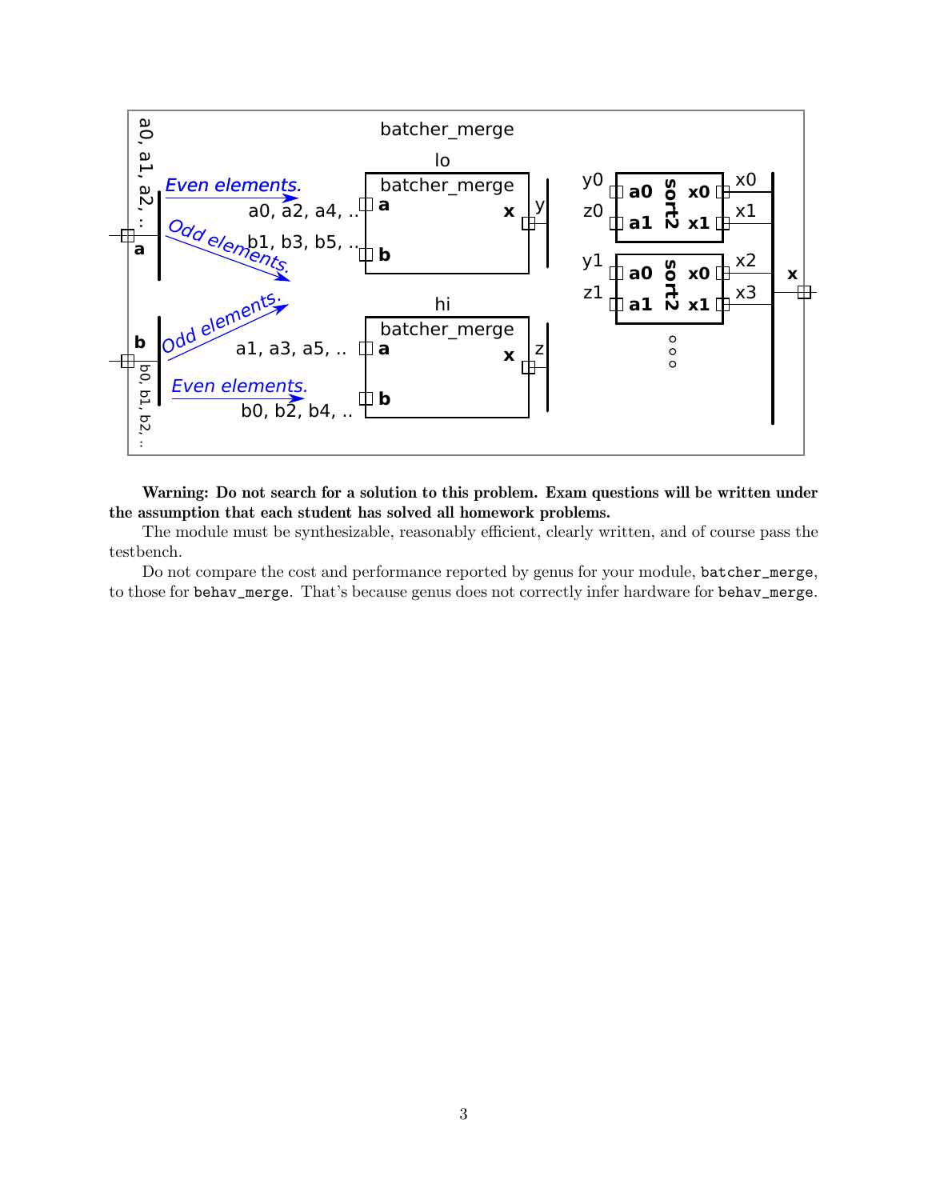batcher_merge

a0, a1, a2, ..

Even elements.

a0, a2, a4, ..

Odd elements.

b1, b3, b5, ..

a

lo

batcher_merge

a

x

b

y

hi

batcher_merge

a

x

b

z

b

Odd elements.

a1, a3, a5, ..

Even elements.

b0, b2, b4, ..

b0, b1, b2, ..

y0

z0

a0

a1

sort2

x0

x1

x0

x1

y1

z1

a0

a1

sort2

x0

x1

x2

x3

x

**Warning: Do not search for a solution to this problem. Exam questions will be written under the assumption that each student has solved all homework problems.**

The module must be synthesizable, reasonably efficient, clearly written, and of course pass the testbench.

Do not compare the cost and performance reported by genus for your module, `batcher_merge`, to those for `behav_merge`. That's because genus does not correctly infer hardware for `behav_merge`.